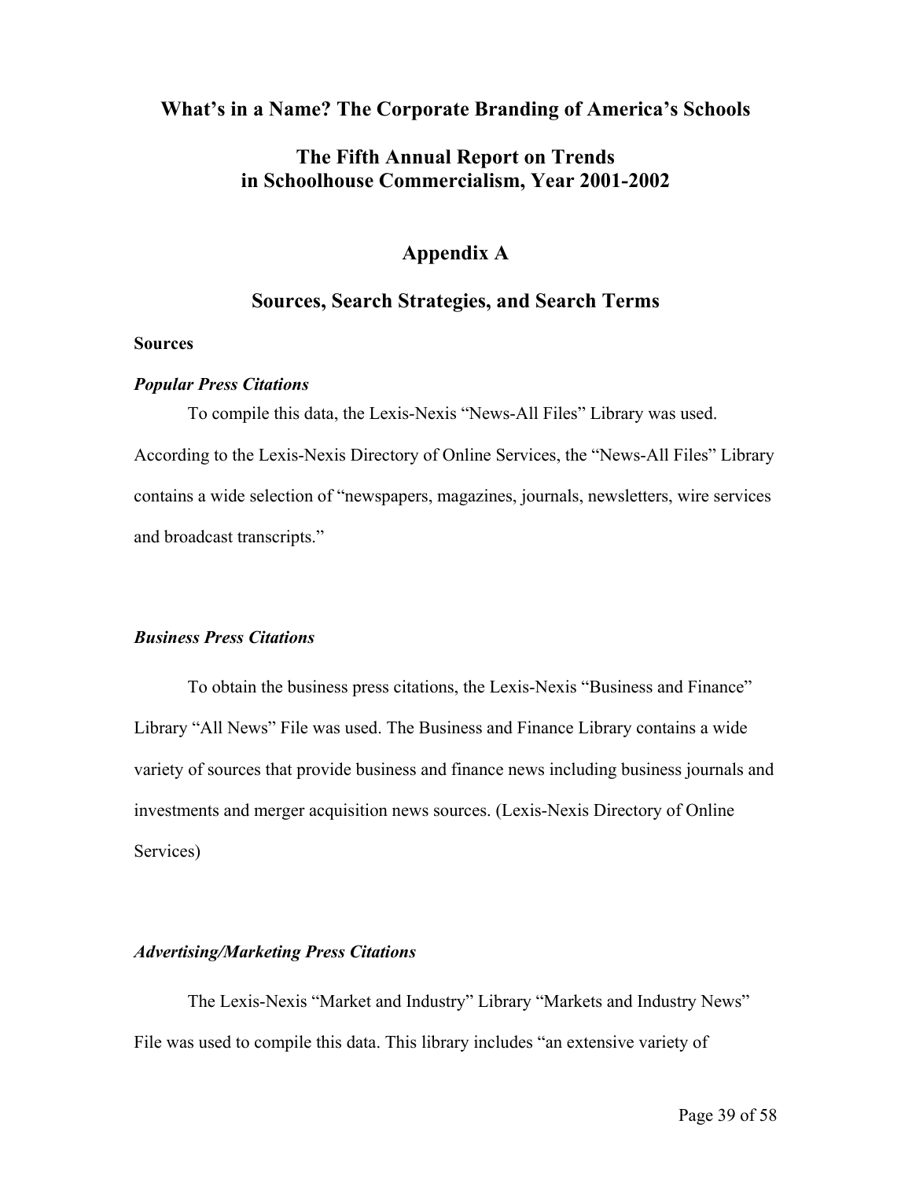# What's in a Name? The Corporate Branding of America's Schools

# The Fifth Annual Report on Trends in Schoolhouse Commercialism, Year 2001-2002

## Appendix A

## Sources, Search Strategies, and Search Terms

### Sources

#### *Popular Press Citations*

To compile this data, the Lexis-Nexis "News-All Files" Library was used. According to the Lexis-Nexis Directory of Online Services, the "News-All Files" Library contains a wide selection of "newspapers, magazines, journals, newsletters, wire services and broadcast transcripts."

#### *Business Press Citations*

To obtain the business press citations, the Lexis-Nexis "Business and Finance" Library "All News" File was used. The Business and Finance Library contains a wide variety of sources that provide business and finance news including business journals and investments and merger acquisition news sources. (Lexis-Nexis Directory of Online Services)

#### *Advertising/Marketing Press Citations*

The Lexis-Nexis "Market and Industry" Library "Markets and Industry News" File was used to compile this data. This library includes "an extensive variety of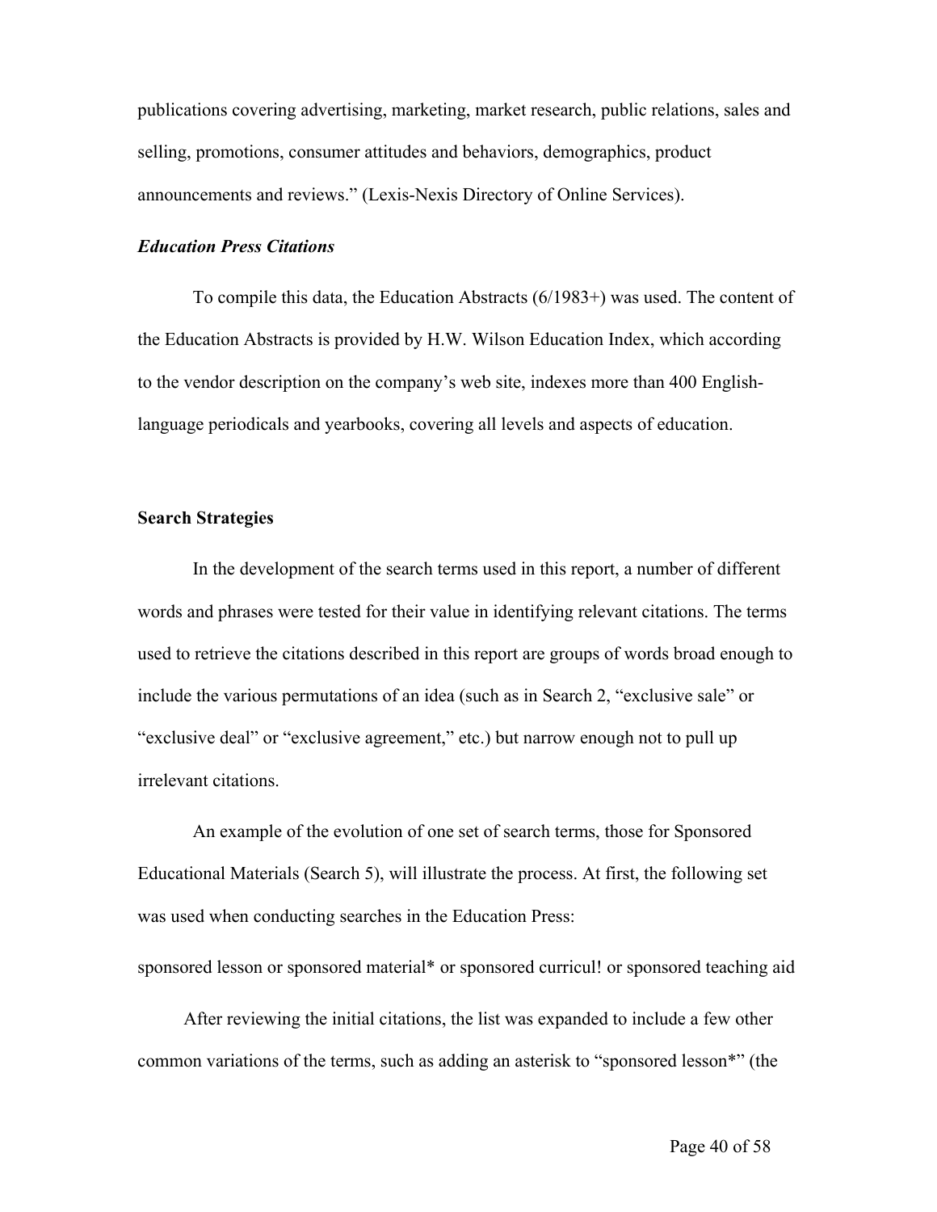publications covering advertising, marketing, market research, public relations, sales and selling, promotions, consumer attitudes and behaviors, demographics, product announcements and reviews." (Lexis-Nexis Directory of Online Services).

### *Education Press Citations*

To compile this data, the Education Abstracts (6/1983+) was used. The content of the Education Abstracts is provided by H.W. Wilson Education Index, which according to the vendor description on the company's web site, indexes more than 400 English-language periodicals and yearbooks, covering all levels and aspects of education.

## Search Strategies

In the development of the search terms used in this report, a number of different words and phrases were tested for their value in identifying relevant citations. The terms used to retrieve the citations described in this report are groups of words broad enough to include the various permutations of an idea (such as in Search 2, "exclusive sale" or "exclusive deal" or "exclusive agreement," etc.) but narrow enough not to pull up irrelevant citations.

An example of the evolution of one set of search terms, those for Sponsored Educational Materials (Search 5), will illustrate the process. At first, the following set was used when conducting searches in the Education Press:

sponsored lesson or sponsored material* or sponsored curricul! or sponsored teaching aid

After reviewing the initial citations, the list was expanded to include a few other common variations of the terms, such as adding an asterisk to "sponsored lesson*" (the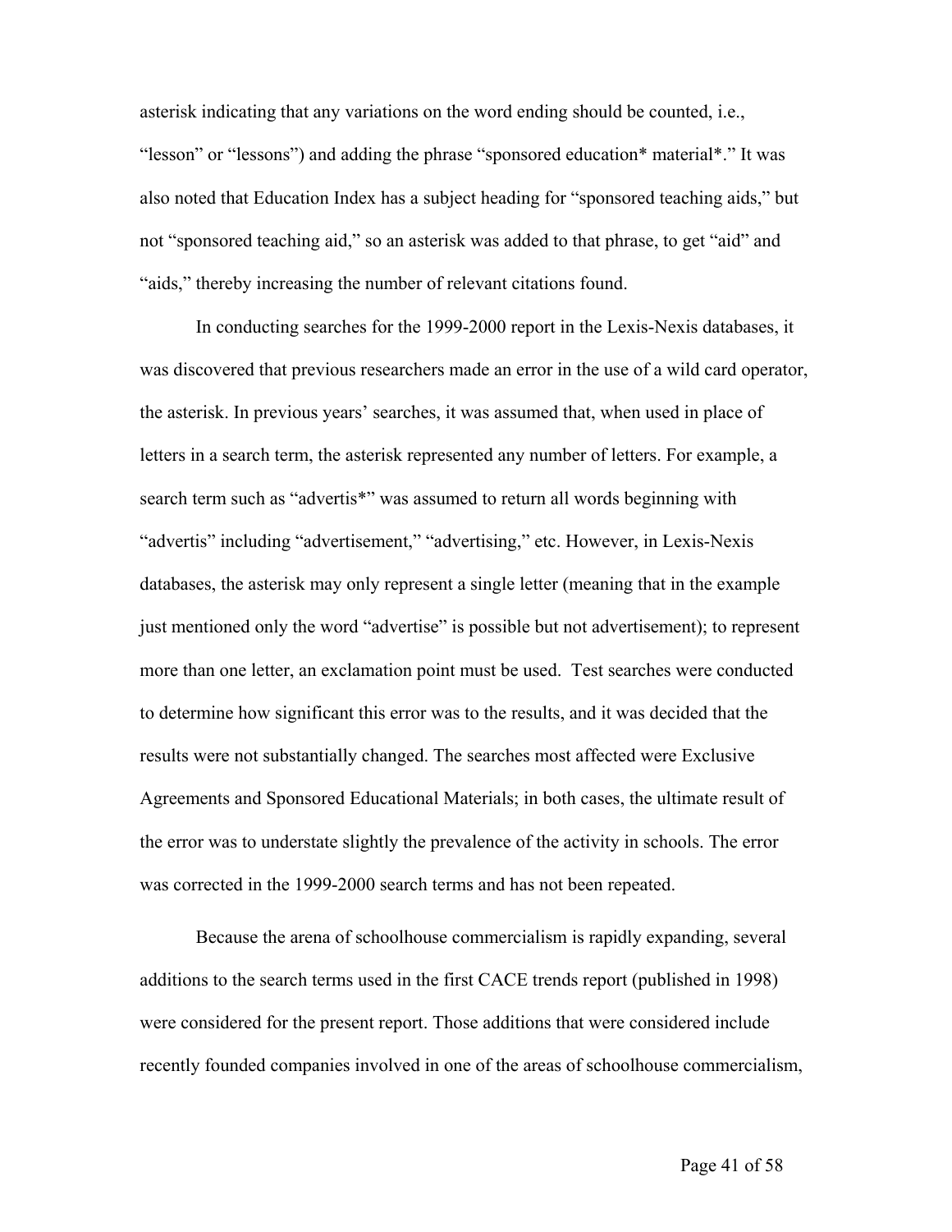asterisk indicating that any variations on the word ending should be counted, i.e., “lesson” or “lessons”) and adding the phrase “sponsored education* material*.” It was also noted that Education Index has a subject heading for “sponsored teaching aids,” but not “sponsored teaching aid,” so an asterisk was added to that phrase, to get “aid” and “aids,” thereby increasing the number of relevant citations found.

In conducting searches for the 1999-2000 report in the Lexis-Nexis databases, it was discovered that previous researchers made an error in the use of a wild card operator, the asterisk. In previous years’ searches, it was assumed that, when used in place of letters in a search term, the asterisk represented any number of letters. For example, a search term such as “advertis*” was assumed to return all words beginning with “advertis” including “advertisement,” “advertising,” etc. However, in Lexis-Nexis databases, the asterisk may only represent a single letter (meaning that in the example just mentioned only the word “advertise” is possible but not advertisement); to represent more than one letter, an exclamation point must be used. Test searches were conducted to determine how significant this error was to the results, and it was decided that the results were not substantially changed. The searches most affected were Exclusive Agreements and Sponsored Educational Materials; in both cases, the ultimate result of the error was to understate slightly the prevalence of the activity in schools. The error was corrected in the 1999-2000 search terms and has not been repeated.

Because the arena of schoolhouse commercialism is rapidly expanding, several additions to the search terms used in the first CACE trends report (published in 1998) were considered for the present report. Those additions that were considered include recently founded companies involved in one of the areas of schoolhouse commercialism,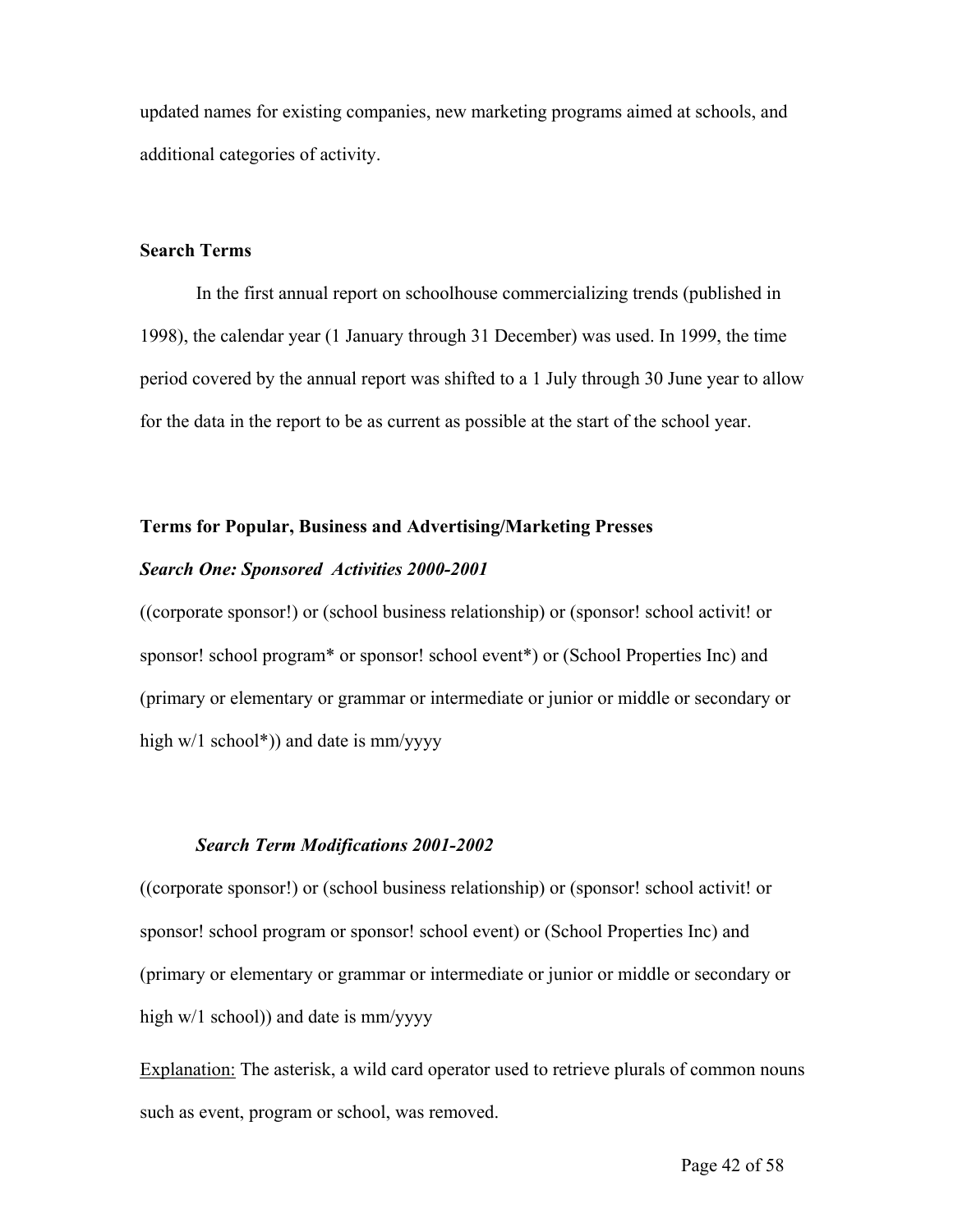updated names for existing companies, new marketing programs aimed at schools, and additional categories of activity.

## Search Terms

In the first annual report on schoolhouse commercializing trends (published in 1998), the calendar year (1 January through 31 December) was used. In 1999, the time period covered by the annual report was shifted to a 1 July through 30 June year to allow for the data in the report to be as current as possible at the start of the school year.

## Terms for Popular, Business and Advertising/Marketing Presses

### *Search One: Sponsored Activities 2000-2001*

((corporate sponsor!) or (school business relationship) or (sponsor! school activit! or sponsor! school program* or sponsor! school event*) or (School Properties Inc) and (primary or elementary or grammar or intermediate or junior or middle or secondary or high w/1 school*)) and date is mm/yyyy

#### *Search Term Modifications 2001-2002*

((corporate sponsor!) or (school business relationship) or (sponsor! school activit! or sponsor! school program or sponsor! school event) or (School Properties Inc) and (primary or elementary or grammar or intermediate or junior or middle or secondary or high w/1 school)) and date is mm/yyyy

<u>Explanation:</u> The asterisk, a wild card operator used to retrieve plurals of common nouns such as event, program or school, was removed.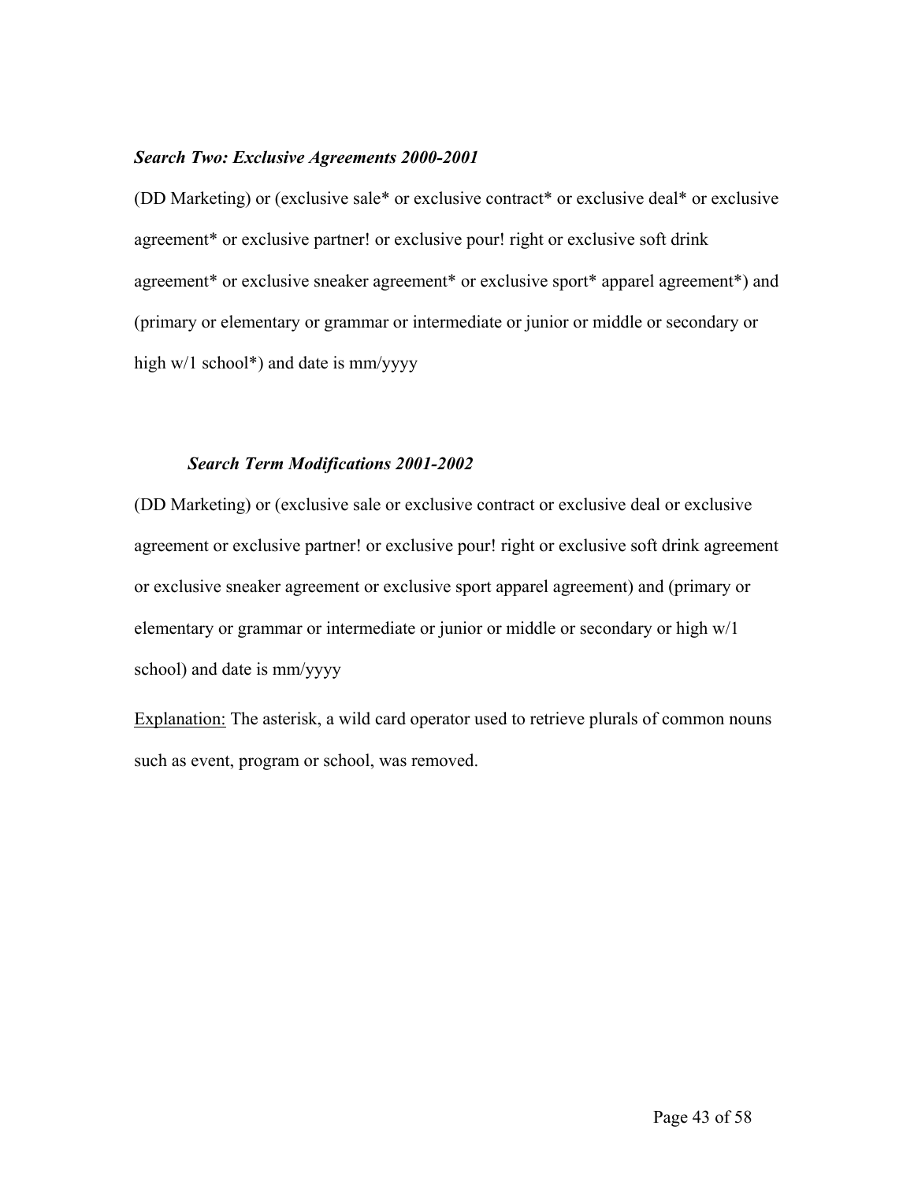### *Search Two: Exclusive Agreements 2000-2001*

(DD Marketing) or (exclusive sale* or exclusive contract* or exclusive deal* or exclusive agreement* or exclusive partner! or exclusive pour! right or exclusive soft drink agreement* or exclusive sneaker agreement* or exclusive sport* apparel agreement*) and (primary or elementary or grammar or intermediate or junior or middle or secondary or high w/1 school*) and date is mm/yyyy

#### *Search Term Modifications 2001-2002*

(DD Marketing) or (exclusive sale or exclusive contract or exclusive deal or exclusive agreement or exclusive partner! or exclusive pour! right or exclusive soft drink agreement or exclusive sneaker agreement or exclusive sport apparel agreement) and (primary or elementary or grammar or intermediate or junior or middle or secondary or high w/1 school) and date is mm/yyyy

<u>Explanation:</u> The asterisk, a wild card operator used to retrieve plurals of common nouns such as event, program or school, was removed.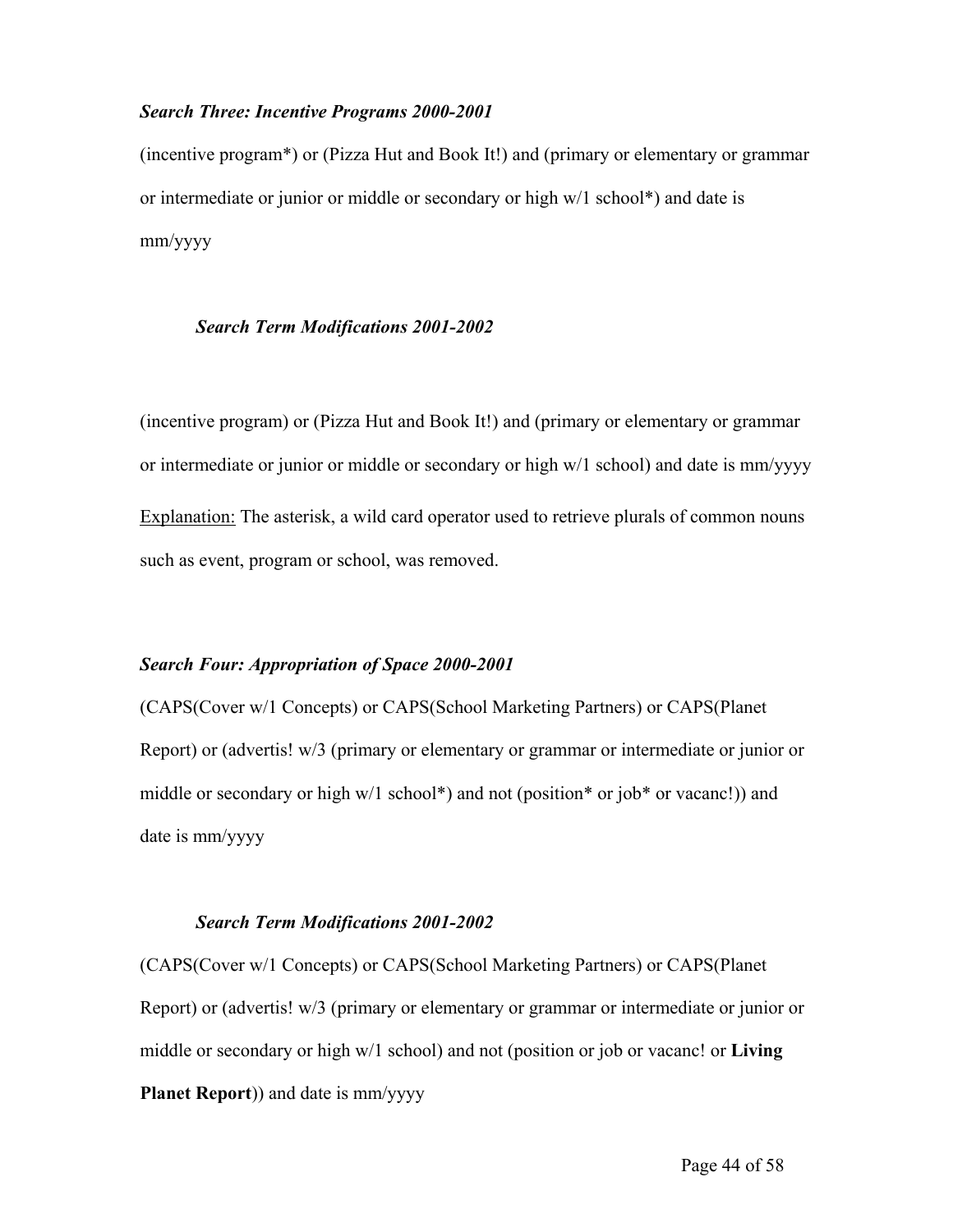### *Search Three: Incentive Programs 2000-2001*

(incentive program*) or (Pizza Hut and Book It!) and (primary or elementary or grammar or intermediate or junior or middle or secondary or high w/1 school*) and date is mm/yyyy

#### *Search Term Modifications 2001-2002*

(incentive program) or (Pizza Hut and Book It!) and (primary or elementary or grammar or intermediate or junior or middle or secondary or high w/1 school) and date is mm/yyyy

Explanation: The asterisk, a wild card operator used to retrieve plurals of common nouns such as event, program or school, was removed.

### *Search Four: Appropriation of Space 2000-2001*

(CAPS(Cover w/1 Concepts) or CAPS(School Marketing Partners) or CAPS(Planet Report) or (advertis! w/3 (primary or elementary or grammar or intermediate or junior or middle or secondary or high w/1 school*) and not (position* or job* or vacanc!)) and date is mm/yyyy

#### *Search Term Modifications 2001-2002*

(CAPS(Cover w/1 Concepts) or CAPS(School Marketing Partners) or CAPS(Planet Report) or (advertis! w/3 (primary or elementary or grammar or intermediate or junior or middle or secondary or high w/1 school) and not (position or job or vacanc! or **Living Planet Report**)) and date is mm/yyyy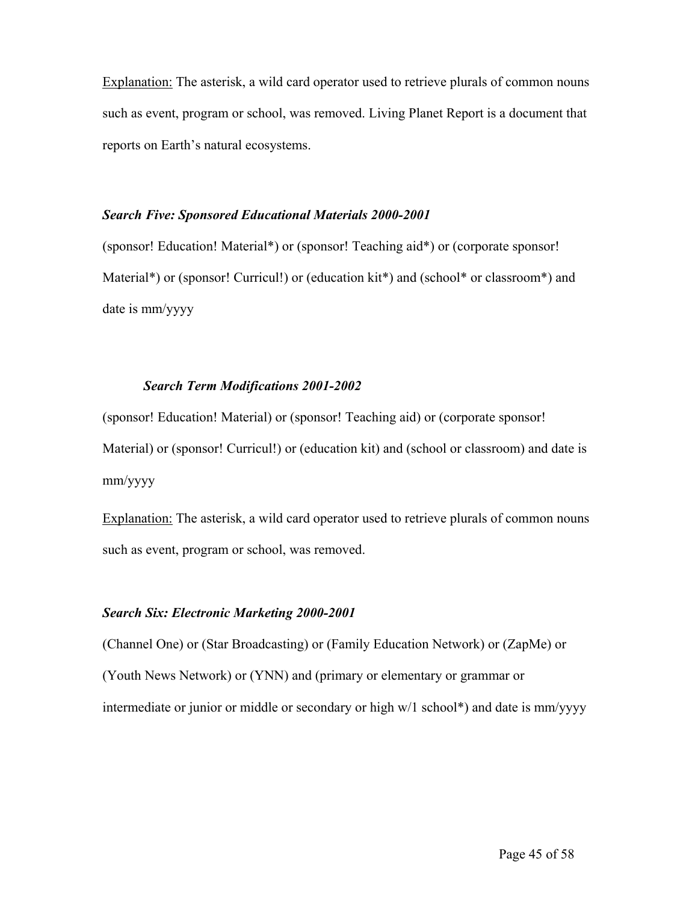<u>Explanation:</u> The asterisk, a wild card operator used to retrieve plurals of common nouns such as event, program or school, was removed. Living Planet Report is a document that reports on Earth's natural ecosystems.

***Search Five: Sponsored Educational Materials 2000-2001***

(sponsor! Education! Material*) or (sponsor! Teaching aid*) or (corporate sponsor! Material*) or (sponsor! Curricul!) or (education kit*) and (school* or classroom*) and date is mm/yyyy

***Search Term Modifications 2001-2002***

(sponsor! Education! Material) or (sponsor! Teaching aid) or (corporate sponsor! Material) or (sponsor! Curricul!) or (education kit) and (school or classroom) and date is mm/yyyy

<u>Explanation:</u> The asterisk, a wild card operator used to retrieve plurals of common nouns such as event, program or school, was removed.

***Search Six: Electronic Marketing 2000-2001***

(Channel One) or (Star Broadcasting) or (Family Education Network) or (ZapMe) or (Youth News Network) or (YNN) and (primary or elementary or grammar or intermediate or junior or middle or secondary or high w/1 school*) and date is mm/yyyy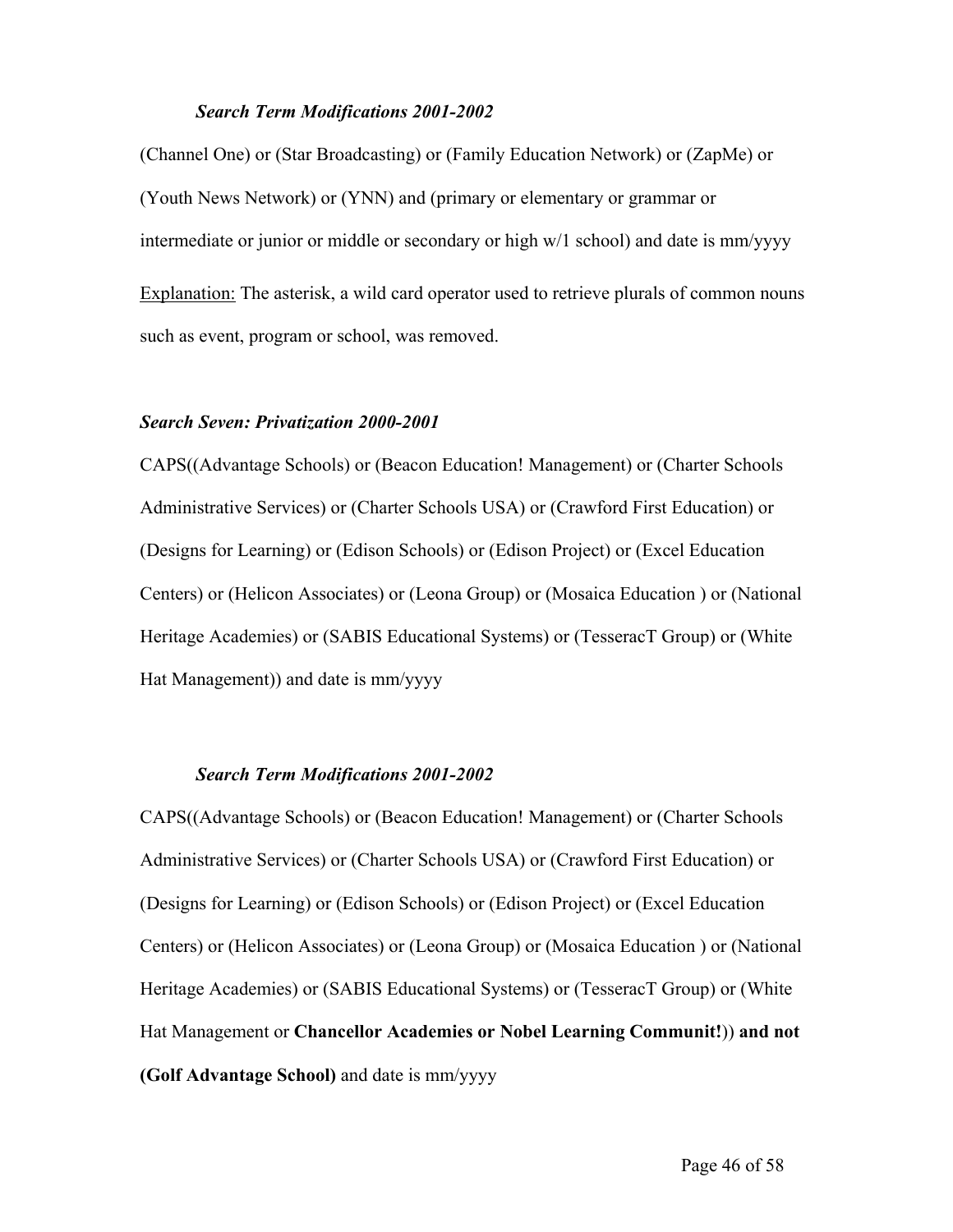#### *Search Term Modifications 2001-2002*

(Channel One) or (Star Broadcasting) or (Family Education Network) or (ZapMe) or (Youth News Network) or (YNN) and (primary or elementary or grammar or intermediate or junior or middle or secondary or high w/1 school) and date is mm/yyyy

Explanation: The asterisk, a wild card operator used to retrieve plurals of common nouns such as event, program or school, was removed.

### *Search Seven: Privatization 2000-2001*

CAPS((Advantage Schools) or (Beacon Education! Management) or (Charter Schools Administrative Services) or (Charter Schools USA) or (Crawford First Education) or (Designs for Learning) or (Edison Schools) or (Edison Project) or (Excel Education Centers) or (Helicon Associates) or (Leona Group) or (Mosaica Education ) or (National Heritage Academies) or (SABIS Educational Systems) or (TesseracT Group) or (White Hat Management)) and date is mm/yyyy

#### *Search Term Modifications 2001-2002*

CAPS((Advantage Schools) or (Beacon Education! Management) or (Charter Schools Administrative Services) or (Charter Schools USA) or (Crawford First Education) or (Designs for Learning) or (Edison Schools) or (Edison Project) or (Excel Education Centers) or (Helicon Associates) or (Leona Group) or (Mosaica Education ) or (National Heritage Academies) or (SABIS Educational Systems) or (TesseracT Group) or (White Hat Management or **Chancellor Academies or Nobel Learning Communit!**)) **and not (Golf Advantage School)** and date is mm/yyyy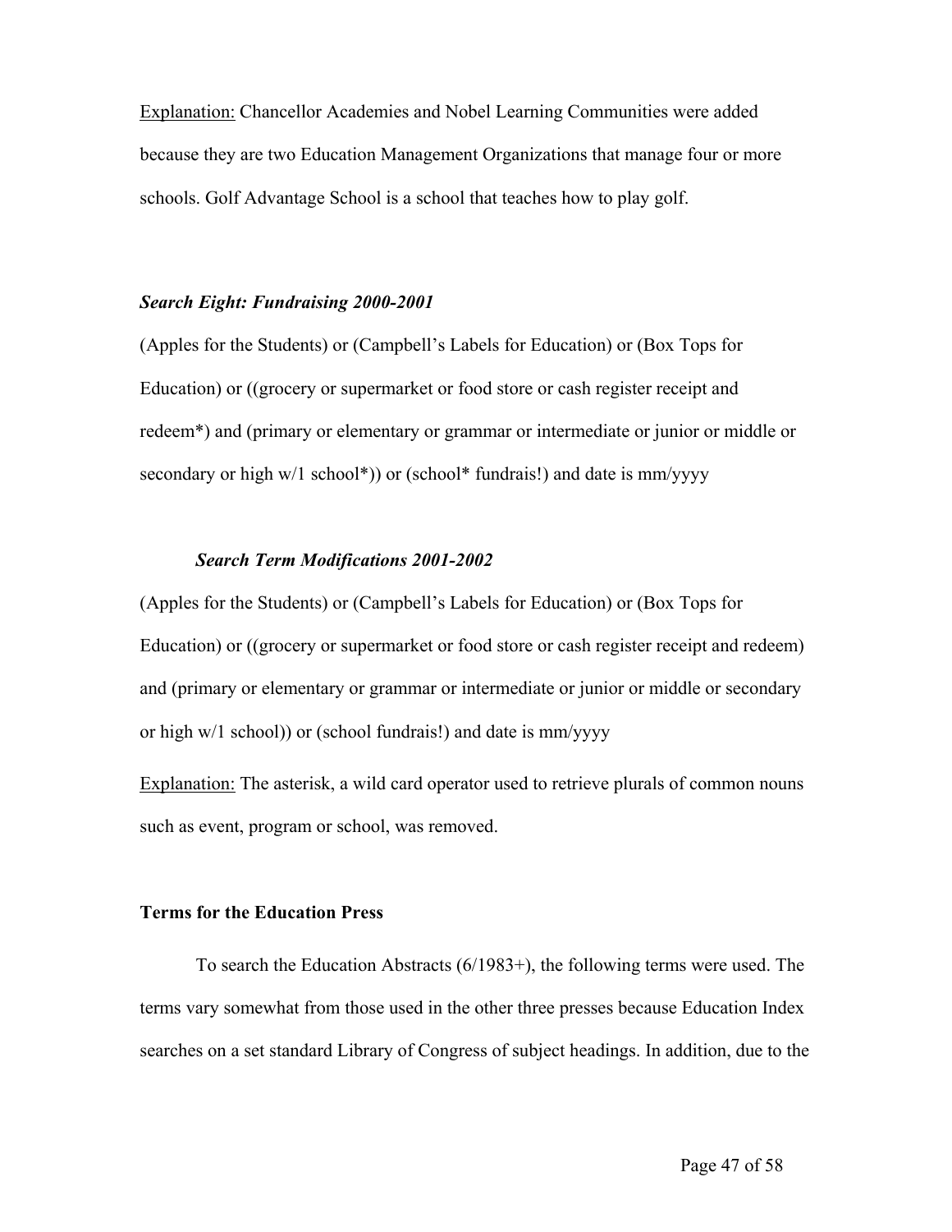Explanation: Chancellor Academies and Nobel Learning Communities were added because they are two Education Management Organizations that manage four or more schools. Golf Advantage School is a school that teaches how to play golf.

### *Search Eight: Fundraising 2000-2001*

(Apples for the Students) or (Campbell's Labels for Education) or (Box Tops for Education) or ((grocery or supermarket or food store or cash register receipt and redeem*) and (primary or elementary or grammar or intermediate or junior or middle or secondary or high w/1 school*)) or (school* fundrais!) and date is mm/yyyy

#### *Search Term Modifications 2001-2002*

(Apples for the Students) or (Campbell's Labels for Education) or (Box Tops for Education) or ((grocery or supermarket or food store or cash register receipt and redeem) and (primary or elementary or grammar or intermediate or junior or middle or secondary or high w/1 school)) or (school fundrais!) and date is mm/yyyy

Explanation: The asterisk, a wild card operator used to retrieve plurals of common nouns such as event, program or school, was removed.

### **Terms for the Education Press**

To search the Education Abstracts (6/1983+), the following terms were used. The terms vary somewhat from those used in the other three presses because Education Index searches on a set standard Library of Congress of subject headings. In addition, due to the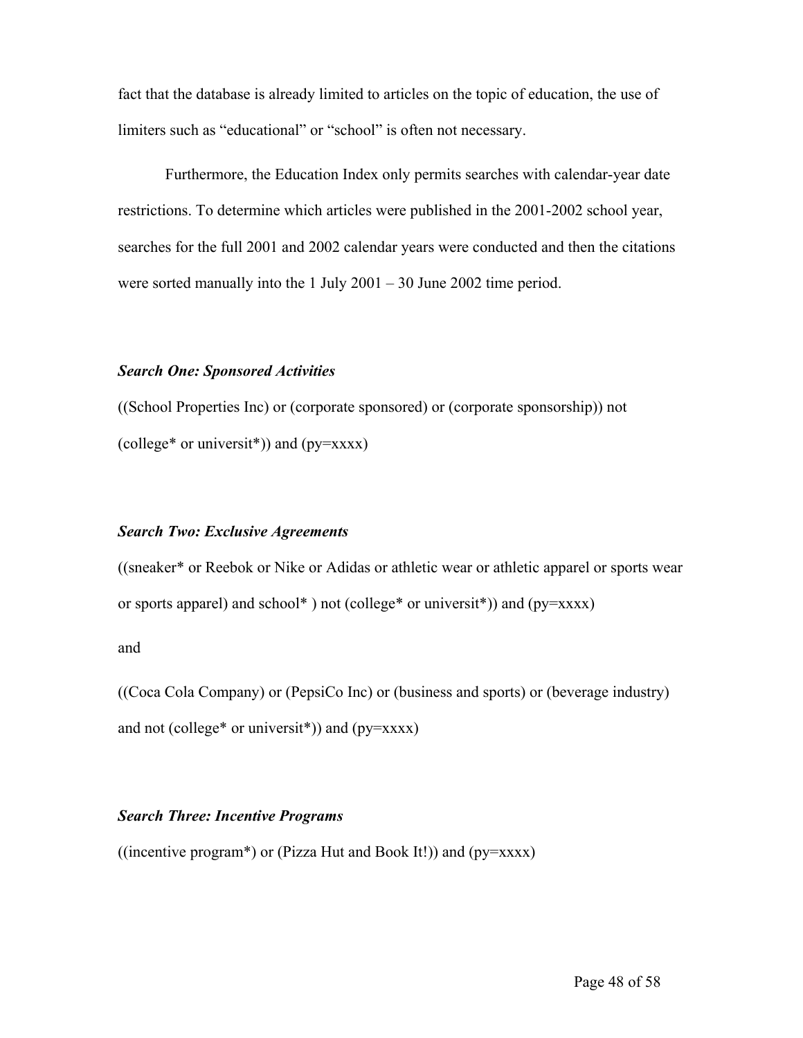fact that the database is already limited to articles on the topic of education, the use of limiters such as “educational” or “school” is often not necessary.

Furthermore, the Education Index only permits searches with calendar-year date restrictions. To determine which articles were published in the 2001-2002 school year, searches for the full 2001 and 2002 calendar years were conducted and then the citations were sorted manually into the 1 July 2001 – 30 June 2002 time period.

### *Search One: Sponsored Activities*

((School Properties Inc) or (corporate sponsored) or (corporate sponsorship)) not (college* or universit*)) and (py=xxxx)

### *Search Two: Exclusive Agreements*

((sneaker* or Reebok or Nike or Adidas or athletic wear or athletic apparel or sports wear or sports apparel) and school* ) not (college* or universit*)) and (py=xxxx)

and

((Coca Cola Company) or (PepsiCo Inc) or (business and sports) or (beverage industry) and not (college* or universit*)) and (py=xxxx)

### *Search Three: Incentive Programs*

((incentive program*) or (Pizza Hut and Book It!)) and (py=xxxx)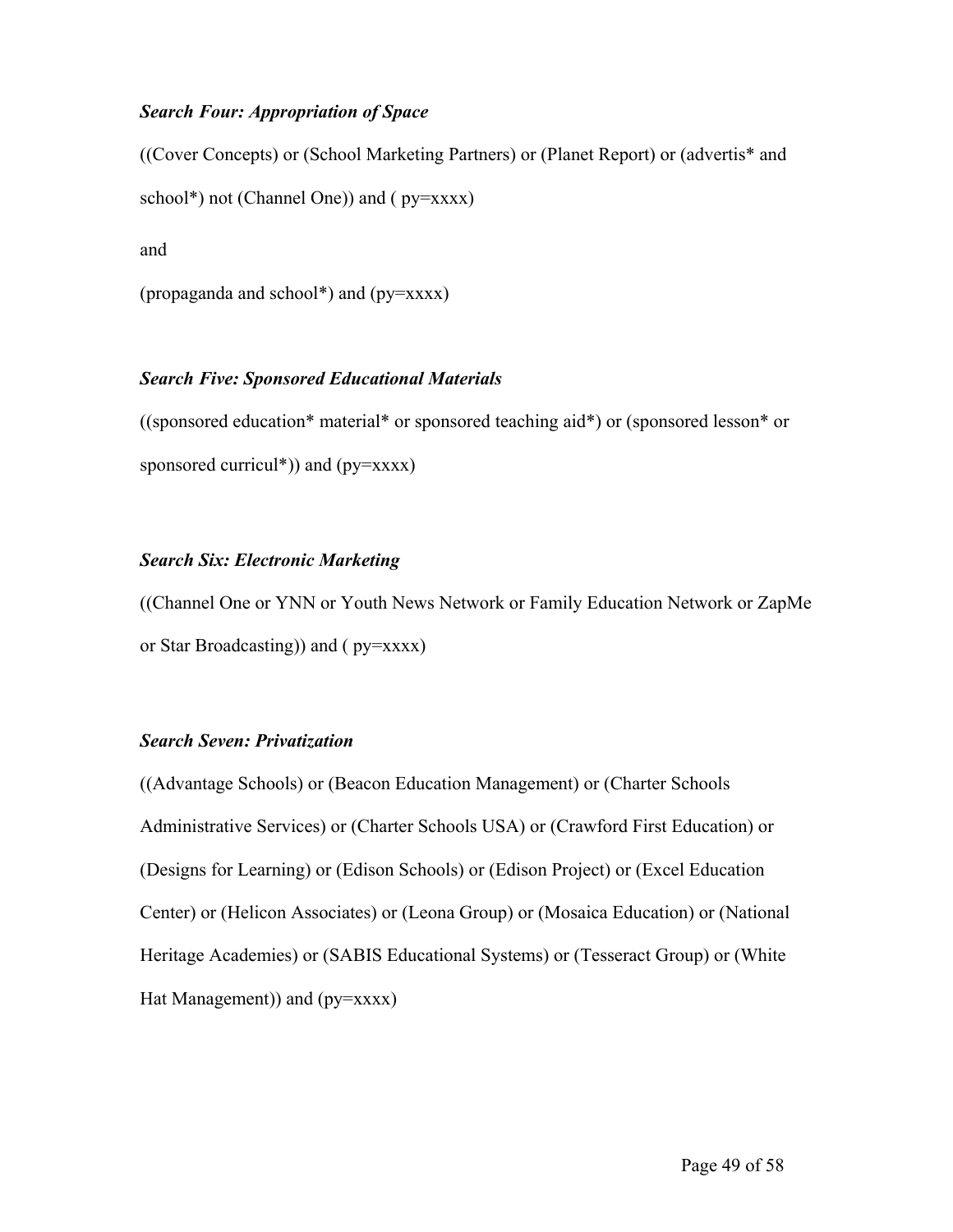***Search Four: Appropriation of Space***

((Cover Concepts) or (School Marketing Partners) or (Planet Report) or (advertis* and school*) not (Channel One)) and ( py=xxxx)

and

(propaganda and school*) and (py=xxxx)

***Search Five: Sponsored Educational Materials***

((sponsored education* material* or sponsored teaching aid*) or (sponsored lesson* or sponsored curricul*)) and (py=xxxx)

***Search Six: Electronic Marketing***

((Channel One or YNN or Youth News Network or Family Education Network or ZapMe or Star Broadcasting)) and ( py=xxxx)

***Search Seven: Privatization***

((Advantage Schools) or (Beacon Education Management) or (Charter Schools Administrative Services) or (Charter Schools USA) or (Crawford First Education) or (Designs for Learning) or (Edison Schools) or (Edison Project) or (Excel Education Center) or (Helicon Associates) or (Leona Group) or (Mosaica Education) or (National Heritage Academies) or (SABIS Educational Systems) or (Tesseract Group) or (White Hat Management)) and (py=xxxx)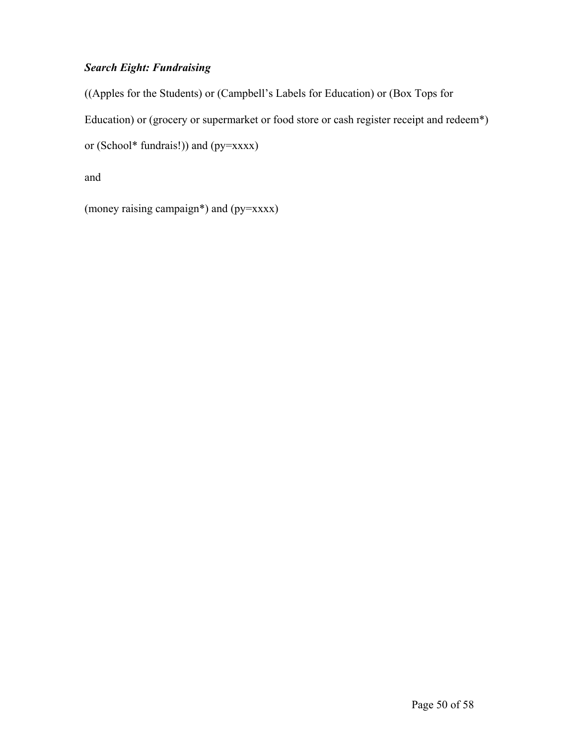***Search Eight: Fundraising***

((Apples for the Students) or (Campbell's Labels for Education) or (Box Tops for Education) or (grocery or supermarket or food store or cash register receipt and redeem*) or (School* fundrais!)) and (py=xxxx)

and

(money raising campaign*) and (py=xxxx)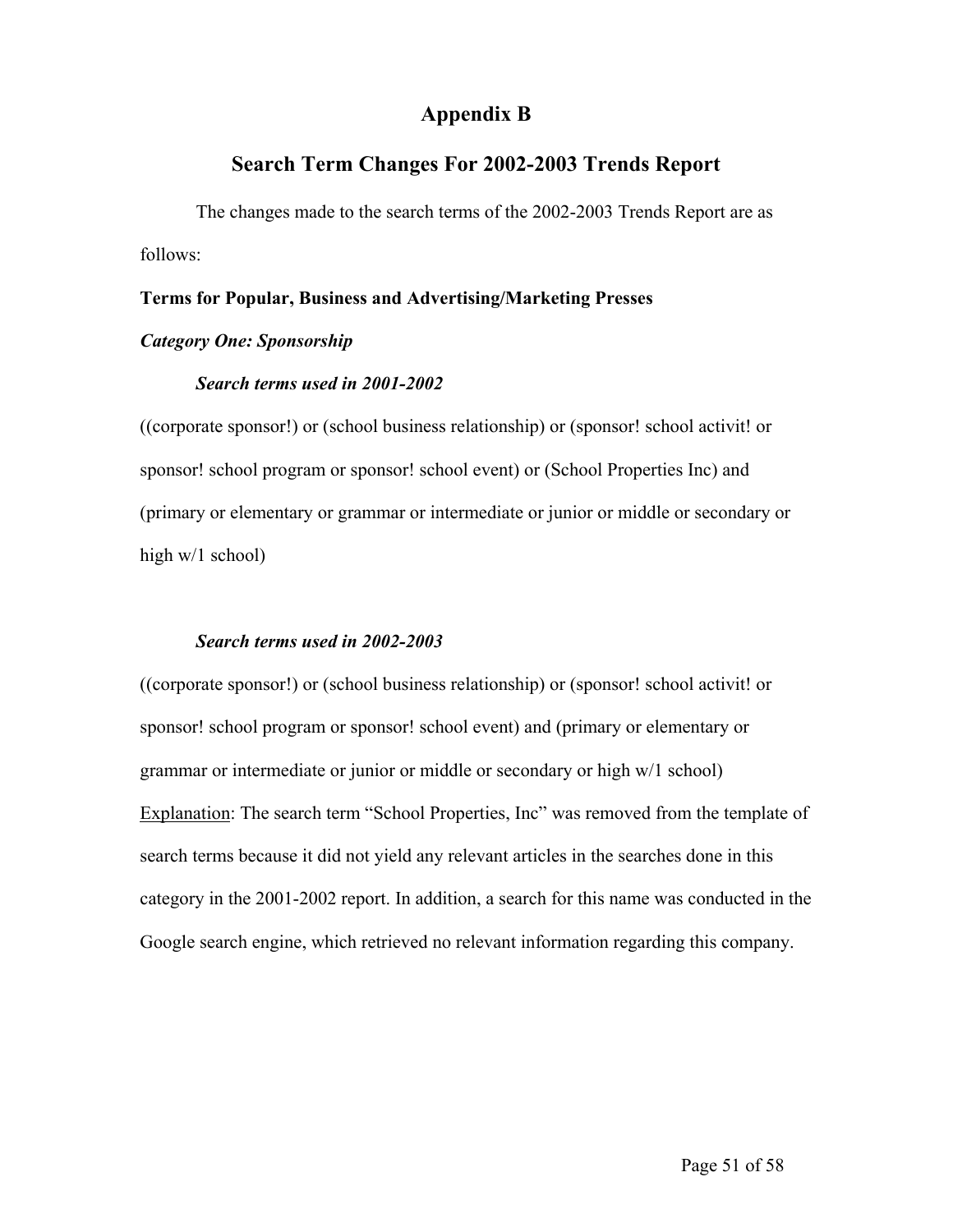# Appendix B

## Search Term Changes For 2002-2003 Trends Report

The changes made to the search terms of the 2002-2003 Trends Report are as follows:

**Terms for Popular, Business and Advertising/Marketing Presses**

***Category One: Sponsorship***

***Search terms used in 2001-2002***

((corporate sponsor!) or (school business relationship) or (sponsor! school activit! or sponsor! school program or sponsor! school event) or (School Properties Inc) and (primary or elementary or grammar or intermediate or junior or middle or secondary or high w/1 school)

***Search terms used in 2002-2003***

((corporate sponsor!) or (school business relationship) or (sponsor! school activit! or sponsor! school program or sponsor! school event) and (primary or elementary or grammar or intermediate or junior or middle or secondary or high w/1 school)

<u>Explanation</u>: The search term "School Properties, Inc" was removed from the template of search terms because it did not yield any relevant articles in the searches done in this category in the 2001-2002 report. In addition, a search for this name was conducted in the Google search engine, which retrieved no relevant information regarding this company.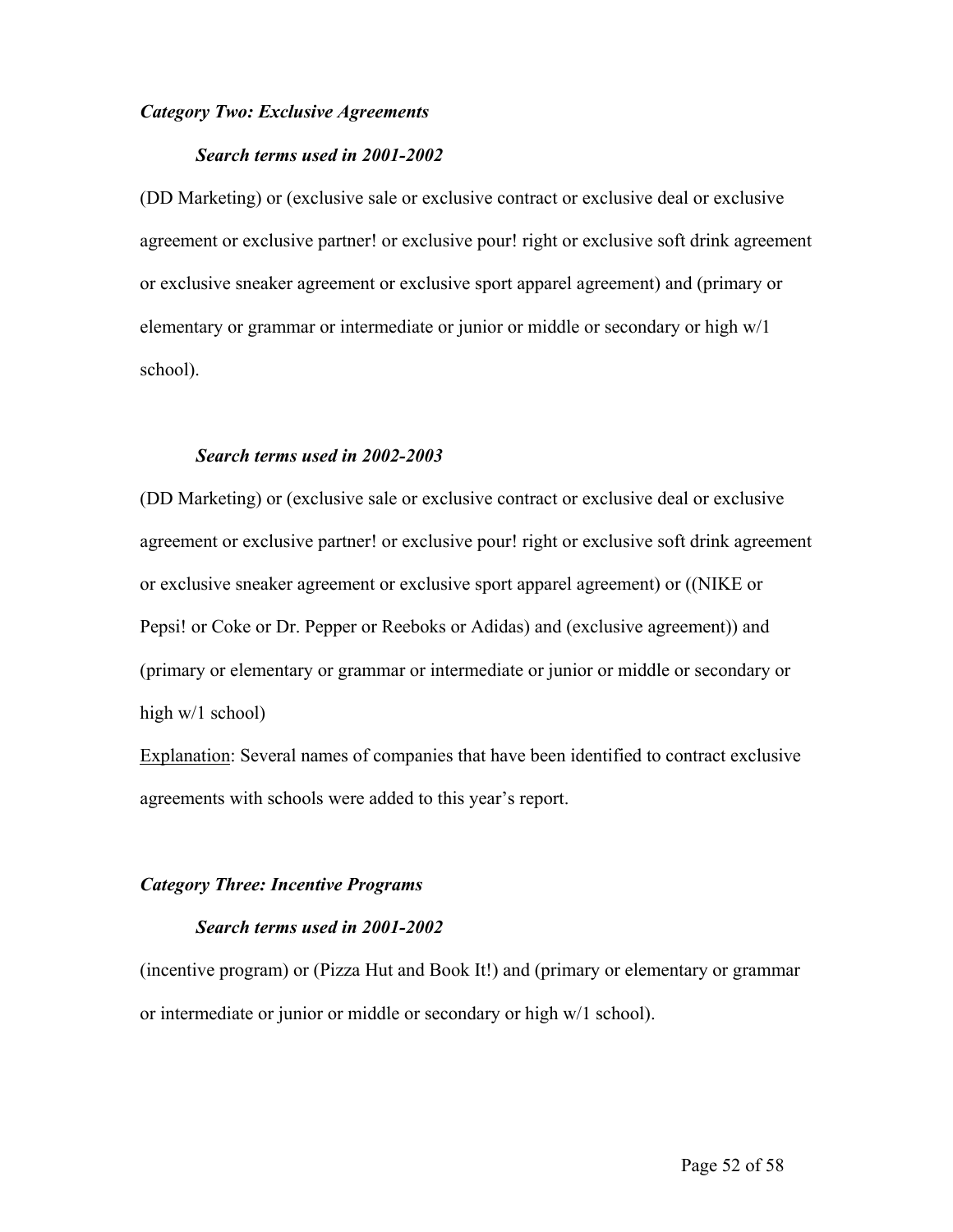***Category Two: Exclusive Agreements***

***Search terms used in 2001-2002***

(DD Marketing) or (exclusive sale or exclusive contract or exclusive deal or exclusive agreement or exclusive partner! or exclusive pour! right or exclusive soft drink agreement or exclusive sneaker agreement or exclusive sport apparel agreement) and (primary or elementary or grammar or intermediate or junior or middle or secondary or high w/1 school).

***Search terms used in 2002-2003***

(DD Marketing) or (exclusive sale or exclusive contract or exclusive deal or exclusive agreement or exclusive partner! or exclusive pour! right or exclusive soft drink agreement or exclusive sneaker agreement or exclusive sport apparel agreement) or ((NIKE or Pepsi! or Coke or Dr. Pepper or Reeboks or Adidas) and (exclusive agreement)) and (primary or elementary or grammar or intermediate or junior or middle or secondary or high w/1 school)

<u>Explanation</u>: Several names of companies that have been identified to contract exclusive agreements with schools were added to this year's report.

***Category Three: Incentive Programs***

***Search terms used in 2001-2002***

(incentive program) or (Pizza Hut and Book It!) and (primary or elementary or grammar or intermediate or junior or middle or secondary or high w/1 school).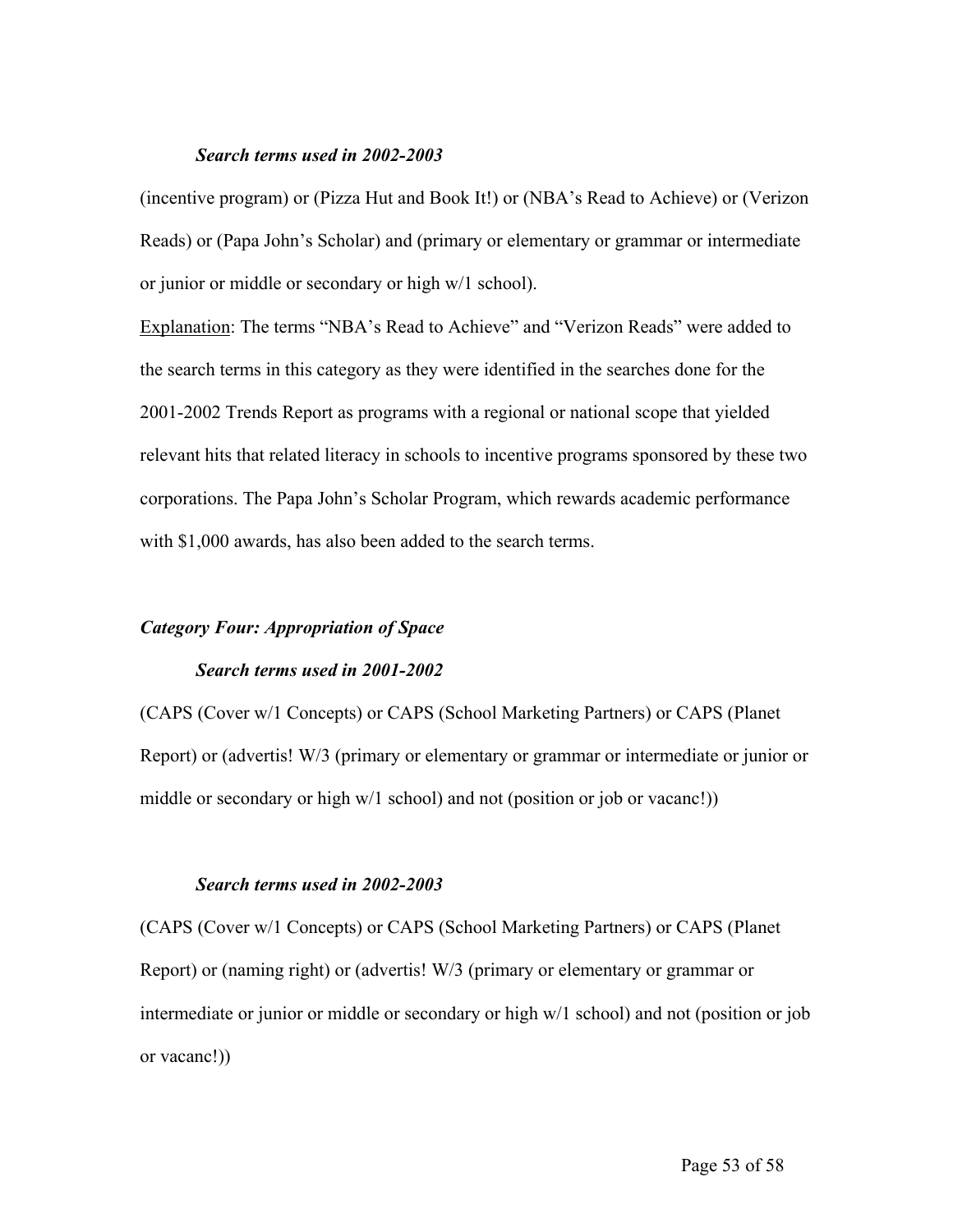***Search terms used in 2002-2003***

(incentive program) or (Pizza Hut and Book It!) or (NBA's Read to Achieve) or (Verizon Reads) or (Papa John's Scholar) and (primary or elementary or grammar or intermediate or junior or middle or secondary or high w/1 school).

<u>Explanation</u>: The terms "NBA's Read to Achieve" and "Verizon Reads" were added to the search terms in this category as they were identified in the searches done for the 2001-2002 Trends Report as programs with a regional or national scope that yielded relevant hits that related literacy in schools to incentive programs sponsored by these two corporations. The Papa John's Scholar Program, which rewards academic performance with $1,000 awards, has also been added to the search terms.

***Category Four: Appropriation of Space***

***Search terms used in 2001-2002***

(CAPS (Cover w/1 Concepts) or CAPS (School Marketing Partners) or CAPS (Planet Report) or (advertis! W/3 (primary or elementary or grammar or intermediate or junior or middle or secondary or high w/1 school) and not (position or job or vacanc!))

***Search terms used in 2002-2003***

(CAPS (Cover w/1 Concepts) or CAPS (School Marketing Partners) or CAPS (Planet Report) or (naming right) or (advertis! W/3 (primary or elementary or grammar or intermediate or junior or middle or secondary or high w/1 school) and not (position or job or vacanc!))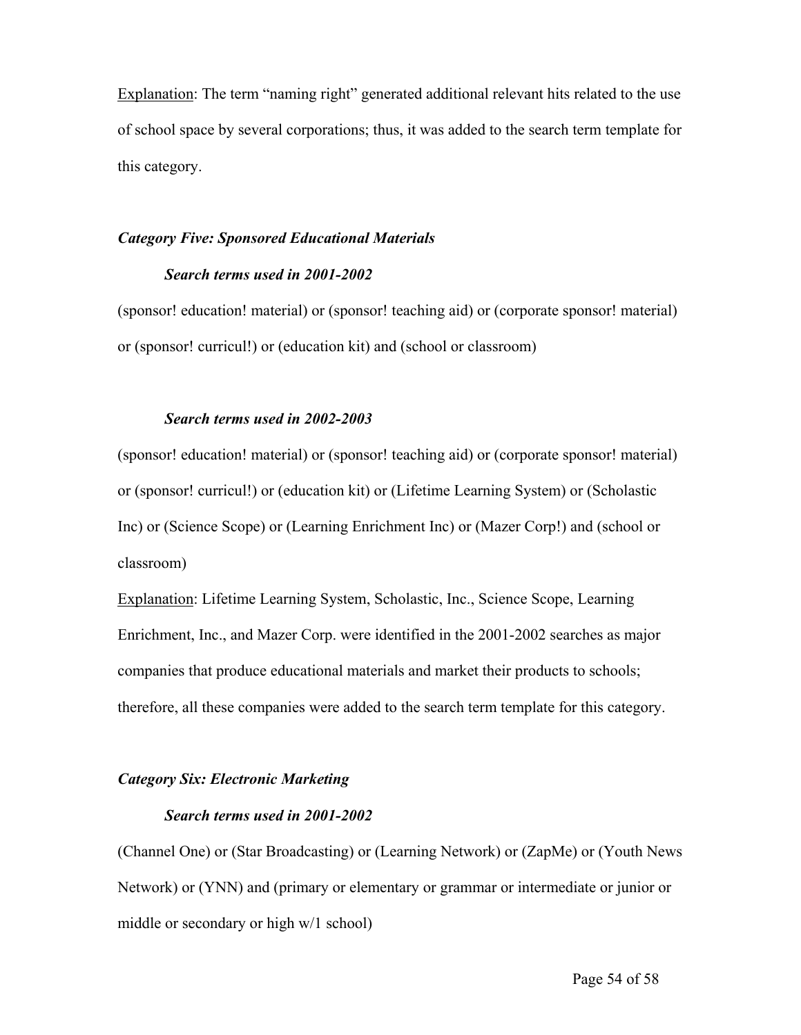<u>Explanation</u>: The term "naming right" generated additional relevant hits related to the use of school space by several corporations; thus, it was added to the search term template for this category.

***Category Five: Sponsored Educational Materials***

***Search terms used in 2001-2002***

(sponsor! education! material) or (sponsor! teaching aid) or (corporate sponsor! material) or (sponsor! curricul!) or (education kit) and (school or classroom)

***Search terms used in 2002-2003***

(sponsor! education! material) or (sponsor! teaching aid) or (corporate sponsor! material) or (sponsor! curricul!) or (education kit) or (Lifetime Learning System) or (Scholastic Inc) or (Science Scope) or (Learning Enrichment Inc) or (Mazer Corp!) and (school or classroom)

<u>Explanation</u>: Lifetime Learning System, Scholastic, Inc., Science Scope, Learning Enrichment, Inc., and Mazer Corp. were identified in the 2001-2002 searches as major companies that produce educational materials and market their products to schools; therefore, all these companies were added to the search term template for this category.

***Category Six: Electronic Marketing***

***Search terms used in 2001-2002***

(Channel One) or (Star Broadcasting) or (Learning Network) or (ZapMe) or (Youth News Network) or (YNN) and (primary or elementary or grammar or intermediate or junior or middle or secondary or high w/1 school)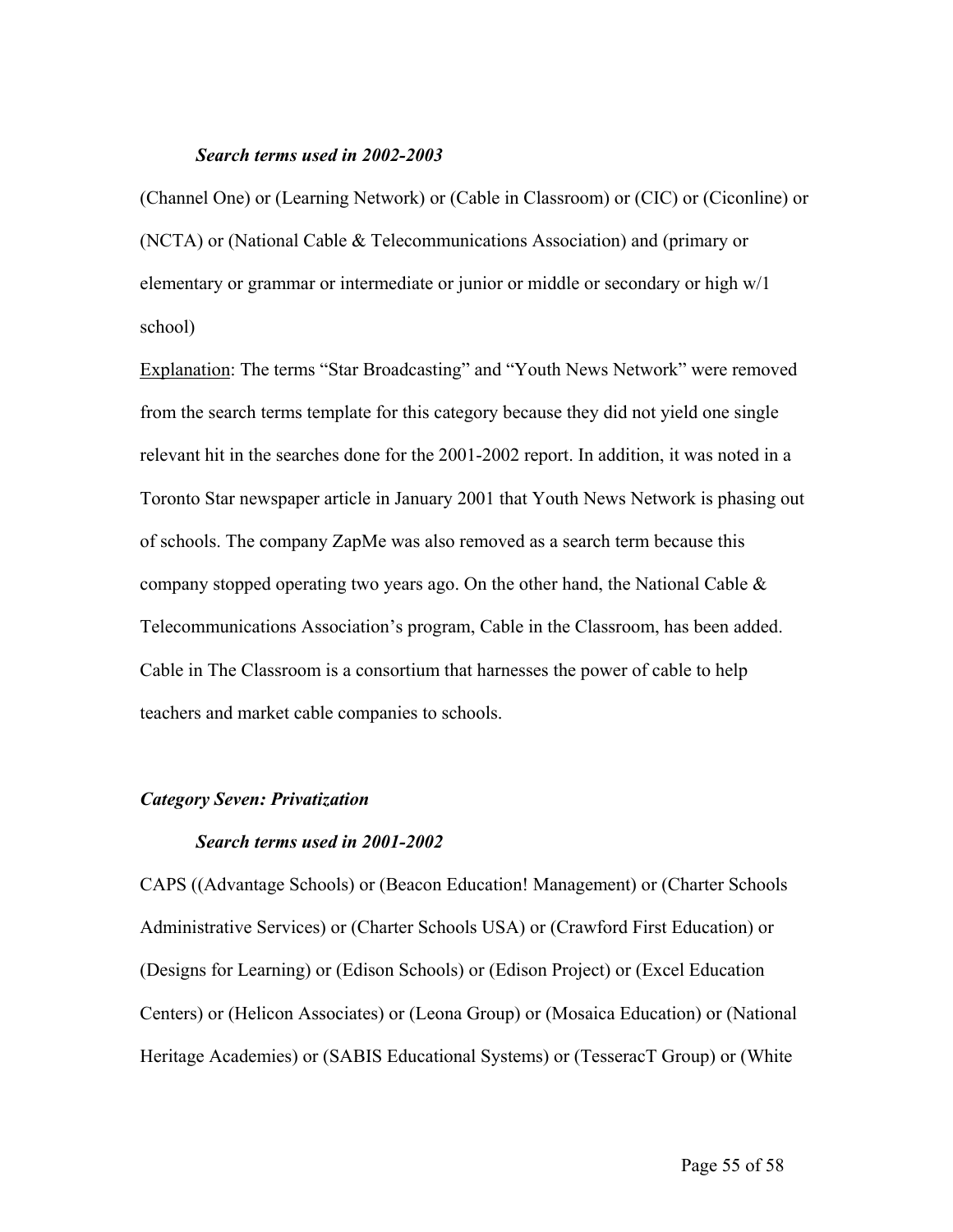#### *Search terms used in 2002-2003*

(Channel One) or (Learning Network) or (Cable in Classroom) or (CIC) or (Ciconline) or (NCTA) or (National Cable & Telecommunications Association) and (primary or elementary or grammar or intermediate or junior or middle or secondary or high w/1 school)

Explanation: The terms "Star Broadcasting" and "Youth News Network" were removed from the search terms template for this category because they did not yield one single relevant hit in the searches done for the 2001-2002 report. In addition, it was noted in a Toronto Star newspaper article in January 2001 that Youth News Network is phasing out of schools. The company ZapMe was also removed as a search term because this company stopped operating two years ago. On the other hand, the National Cable & Telecommunications Association's program, Cable in the Classroom, has been added. Cable in The Classroom is a consortium that harnesses the power of cable to help teachers and market cable companies to schools.

### *Category Seven: Privatization*

#### *Search terms used in 2001-2002*

CAPS ((Advantage Schools) or (Beacon Education! Management) or (Charter Schools Administrative Services) or (Charter Schools USA) or (Crawford First Education) or (Designs for Learning) or (Edison Schools) or (Edison Project) or (Excel Education Centers) or (Helicon Associates) or (Leona Group) or (Mosaica Education) or (National Heritage Academies) or (SABIS Educational Systems) or (TesseracT Group) or (White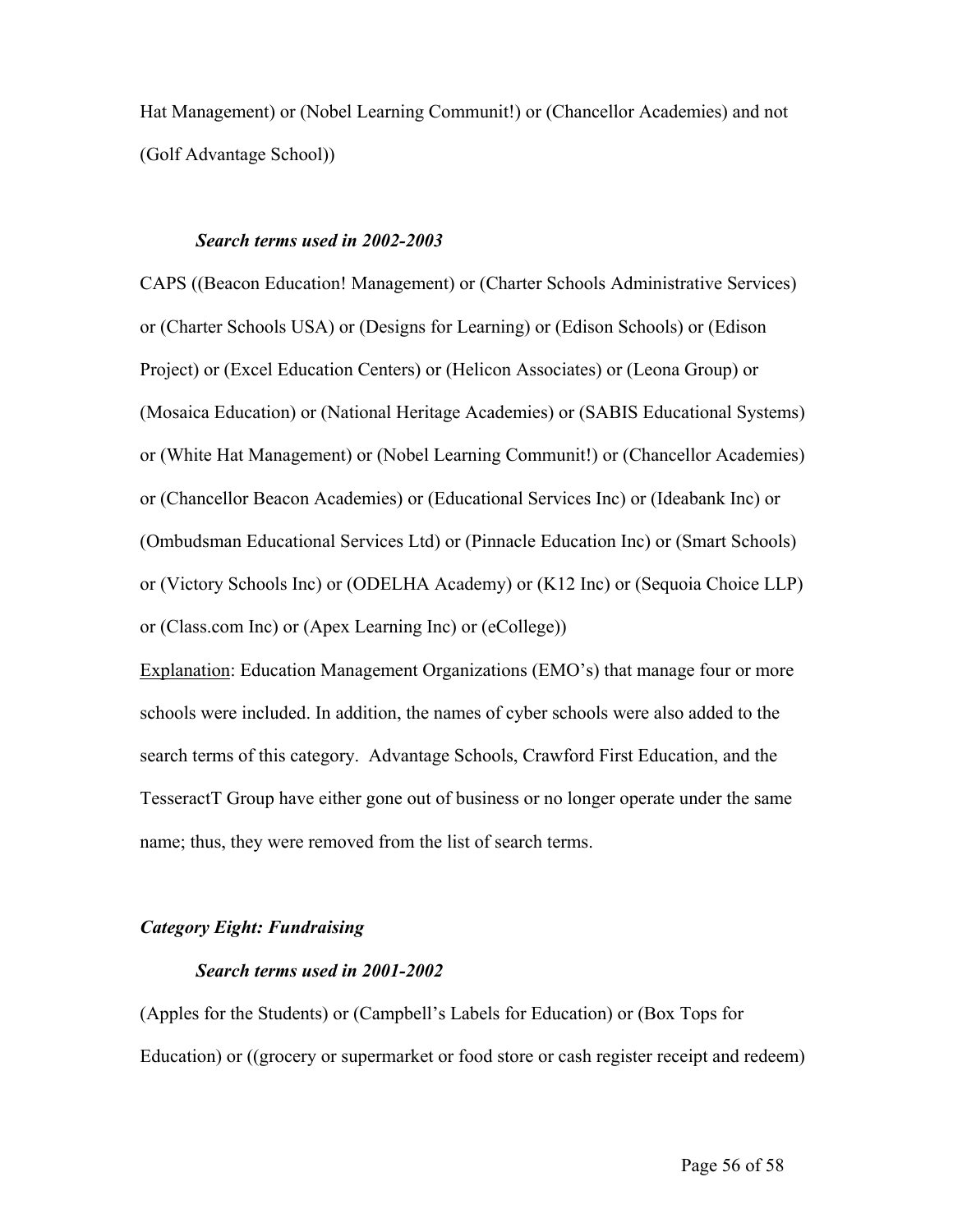Hat Management) or (Nobel Learning Communit!) or (Chancellor Academies) and not (Golf Advantage School))

### *Search terms used in 2002-2003*

CAPS ((Beacon Education! Management) or (Charter Schools Administrative Services) or (Charter Schools USA) or (Designs for Learning) or (Edison Schools) or (Edison Project) or (Excel Education Centers) or (Helicon Associates) or (Leona Group) or (Mosaica Education) or (National Heritage Academies) or (SABIS Educational Systems) or (White Hat Management) or (Nobel Learning Communit!) or (Chancellor Academies) or (Chancellor Beacon Academies) or (Educational Services Inc) or (Ideabank Inc) or (Ombudsman Educational Services Ltd) or (Pinnacle Education Inc) or (Smart Schools) or (Victory Schools Inc) or (ODELHA Academy) or (K12 Inc) or (Sequoia Choice LLP) or (Class.com Inc) or (Apex Learning Inc) or (eCollege))

<u>Explanation</u>: Education Management Organizations (EMO's) that manage four or more schools were included. In addition, the names of cyber schools were also added to the search terms of this category. Advantage Schools, Crawford First Education, and the TesseractT Group have either gone out of business or no longer operate under the same name; thus, they were removed from the list of search terms.

## *Category Eight: Fundraising*

### *Search terms used in 2001-2002*

(Apples for the Students) or (Campbell's Labels for Education) or (Box Tops for Education) or ((grocery or supermarket or food store or cash register receipt and redeem)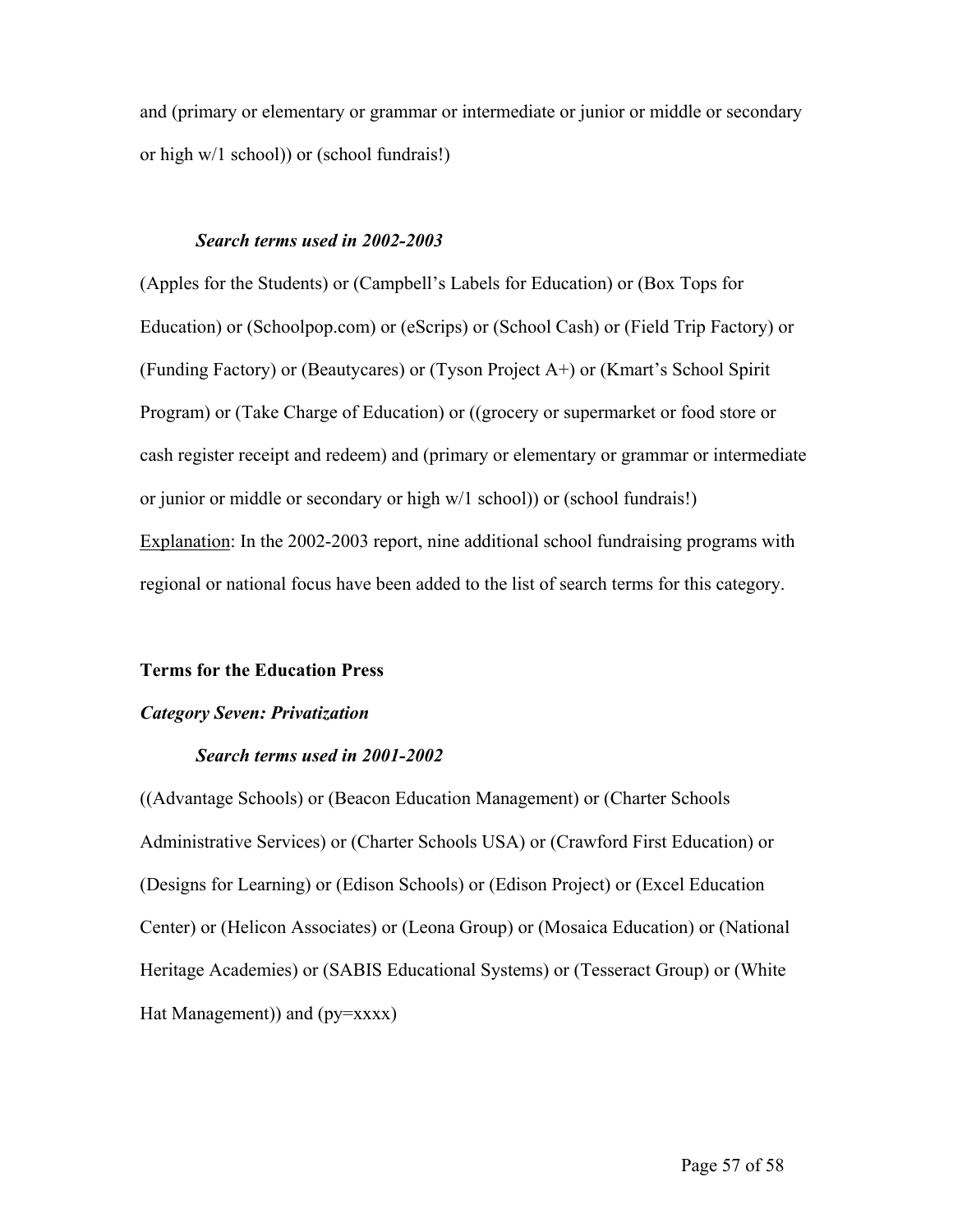and (primary or elementary or grammar or intermediate or junior or middle or secondary or high w/1 school)) or (school fundrais!)

### *Search terms used in 2002-2003*

(Apples for the Students) or (Campbell's Labels for Education) or (Box Tops for Education) or (Schoolpop.com) or (eScrips) or (School Cash) or (Field Trip Factory) or (Funding Factory) or (Beautycares) or (Tyson Project A+) or (Kmart's School Spirit Program) or (Take Charge of Education) or ((grocery or supermarket or food store or cash register receipt and redeem) and (primary or elementary or grammar or intermediate or junior or middle or secondary or high w/1 school)) or (school fundrais!)

Explanation: In the 2002-2003 report, nine additional school fundraising programs with regional or national focus have been added to the list of search terms for this category.

## Terms for the Education Press

### *Category Seven: Privatization*

### *Search terms used in 2001-2002*

((Advantage Schools) or (Beacon Education Management) or (Charter Schools Administrative Services) or (Charter Schools USA) or (Crawford First Education) or (Designs for Learning) or (Edison Schools) or (Edison Project) or (Excel Education Center) or (Helicon Associates) or (Leona Group) or (Mosaica Education) or (National Heritage Academies) or (SABIS Educational Systems) or (Tesseract Group) or (White Hat Management)) and (py=xxxx)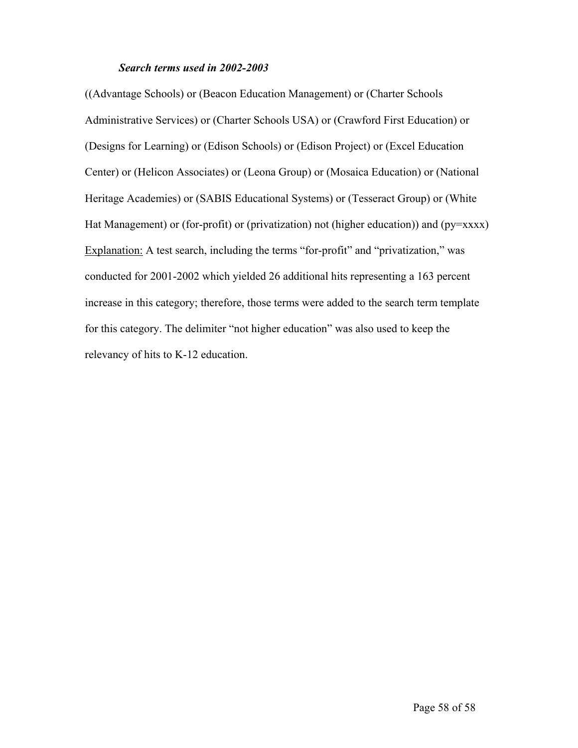***Search terms used in 2002-2003***

((Advantage Schools) or (Beacon Education Management) or (Charter Schools Administrative Services) or (Charter Schools USA) or (Crawford First Education) or (Designs for Learning) or (Edison Schools) or (Edison Project) or (Excel Education Center) or (Helicon Associates) or (Leona Group) or (Mosaica Education) or (National Heritage Academies) or (SABIS Educational Systems) or (Tesseract Group) or (White Hat Management) or (for-profit) or (privatization) not (higher education)) and (py=xxxx)

<u>Explanation:</u> A test search, including the terms "for-profit" and "privatization," was conducted for 2001-2002 which yielded 26 additional hits representing a 163 percent increase in this category; therefore, those terms were added to the search term template for this category. The delimiter "not higher education" was also used to keep the relevancy of hits to K-12 education.